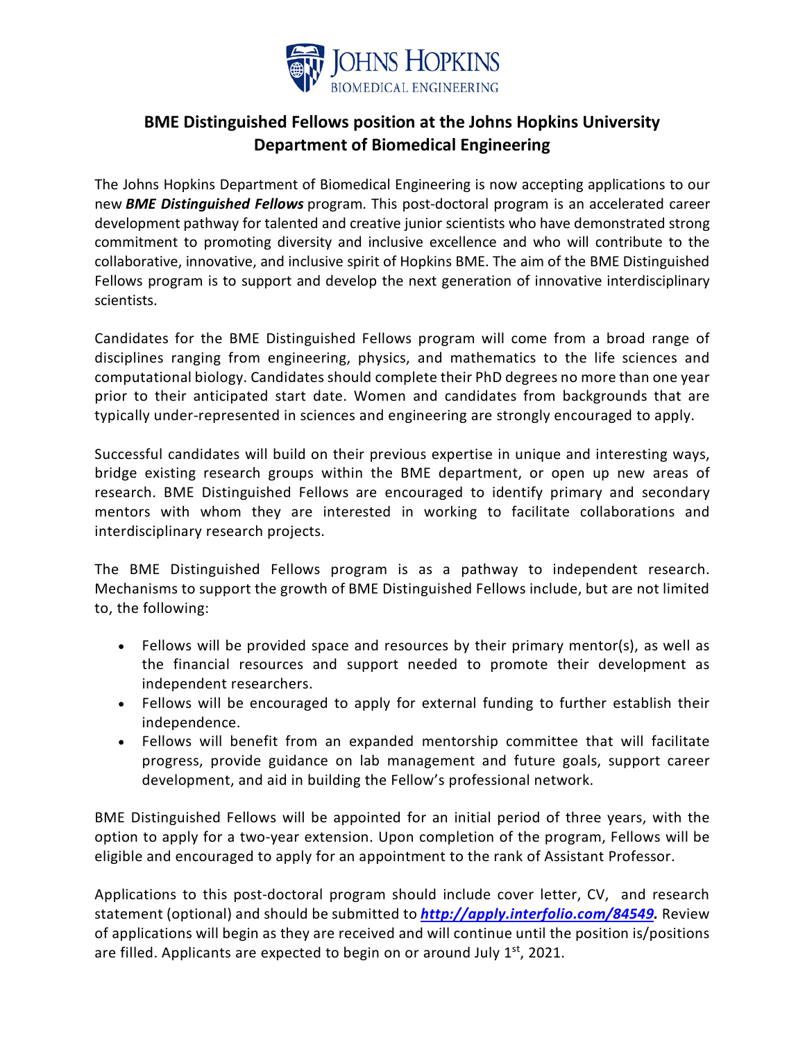JOHNS HOPKINS
BIOMEDICAL ENGINEERING

# BME Distinguished Fellows position at the Johns Hopkins University Department of Biomedical Engineering

The Johns Hopkins Department of Biomedical Engineering is now accepting applications to our new ***BME Distinguished Fellows*** program. This post-doctoral program is an accelerated career development pathway for talented and creative junior scientists who have demonstrated strong commitment to promoting diversity and inclusive excellence and who will contribute to the collaborative, innovative, and inclusive spirit of Hopkins BME. The aim of the BME Distinguished Fellows program is to support and develop the next generation of innovative interdisciplinary scientists.

Candidates for the BME Distinguished Fellows program will come from a broad range of disciplines ranging from engineering, physics, and mathematics to the life sciences and computational biology. Candidates should complete their PhD degrees no more than one year prior to their anticipated start date. Women and candidates from backgrounds that are typically under-represented in sciences and engineering are strongly encouraged to apply.

Successful candidates will build on their previous expertise in unique and interesting ways, bridge existing research groups within the BME department, or open up new areas of research. BME Distinguished Fellows are encouraged to identify primary and secondary mentors with whom they are interested in working to facilitate collaborations and interdisciplinary research projects.

The BME Distinguished Fellows program is as a pathway to independent research. Mechanisms to support the growth of BME Distinguished Fellows include, but are not limited to, the following:

- Fellows will be provided space and resources by their primary mentor(s), as well as the financial resources and support needed to promote their development as independent researchers.
- Fellows will be encouraged to apply for external funding to further establish their independence.
- Fellows will benefit from an expanded mentorship committee that will facilitate progress, provide guidance on lab management and future goals, support career development, and aid in building the Fellow's professional network.

BME Distinguished Fellows will be appointed for an initial period of three years, with the option to apply for a two-year extension. Upon completion of the program, Fellows will be eligible and encouraged to apply for an appointment to the rank of Assistant Professor.

Applications to this post-doctoral program should include cover letter, CV, and research statement (optional) and should be submitted to ***http://apply.interfolio.com/84549.*** Review of applications will begin as they are received and will continue until the position is/positions are filled. Applicants are expected to begin on or around July 1st, 2021.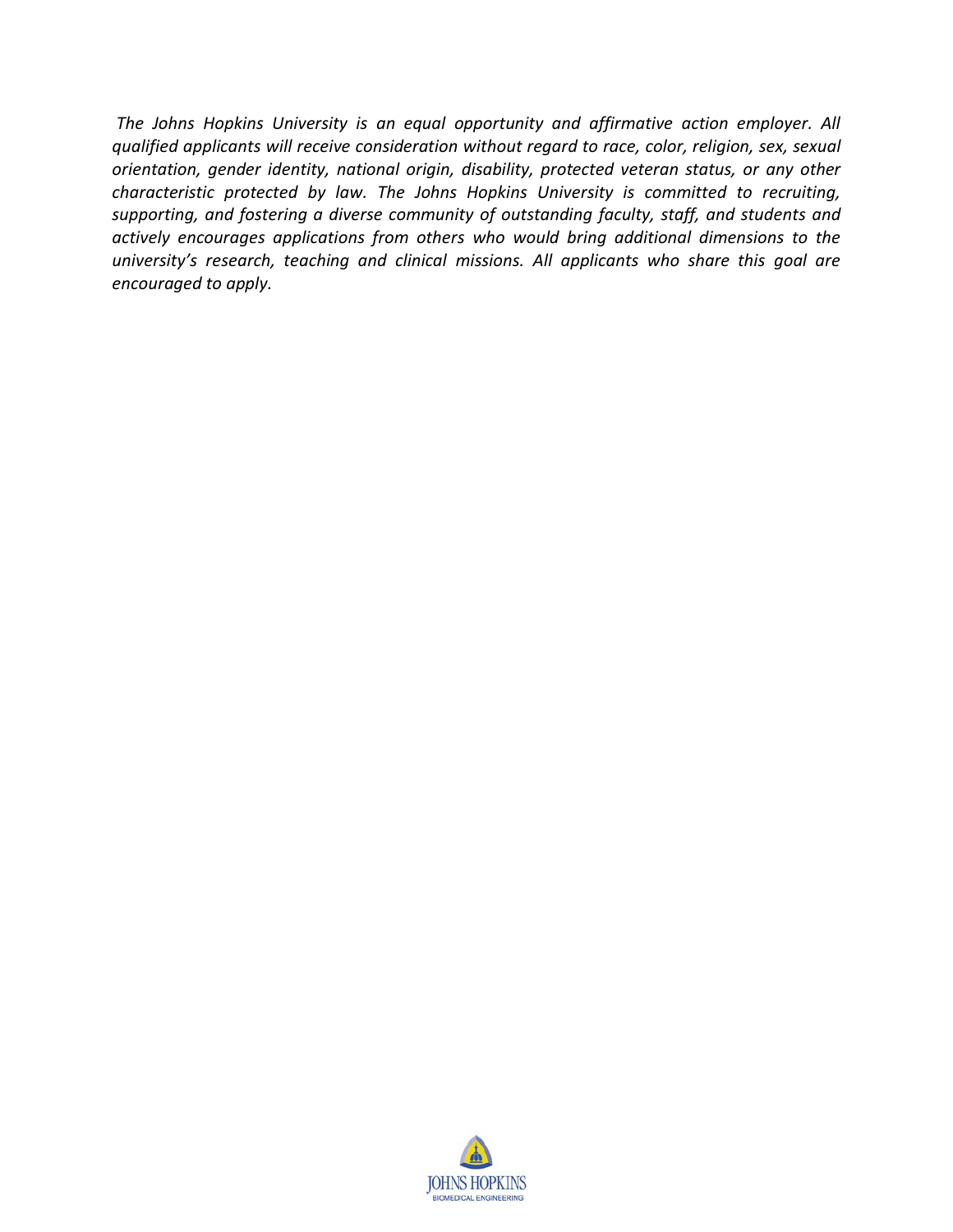*The Johns Hopkins University is an equal opportunity and affirmative action employer. All qualified applicants will receive consideration without regard to race, color, religion, sex, sexual orientation, gender identity, national origin, disability, protected veteran status, or any other characteristic protected by law. The Johns Hopkins University is committed to recruiting, supporting, and fostering a diverse community of outstanding faculty, staff, and students and actively encourages applications from others who would bring additional dimensions to the university's research, teaching and clinical missions. All applicants who share this goal are encouraged to apply.*

JOHNS HOPKINS
BIOMEDICAL ENGINEERING